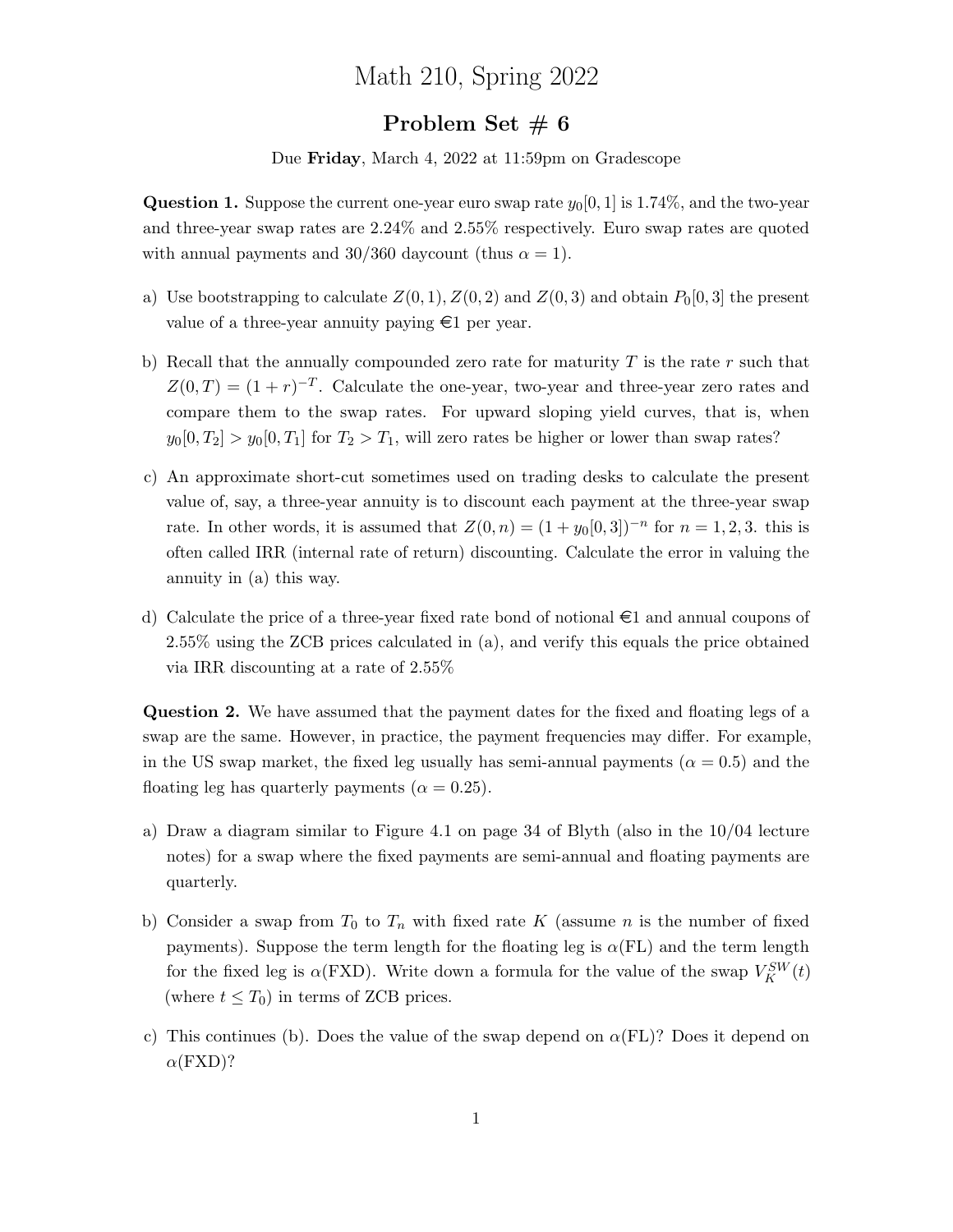# Math 210, Spring 2022

## Problem Set # 6

Due **Friday**, March 4, 2022 at 11:59pm on Gradescope

**Question 1.** Suppose the current one-year euro swap rate $y_0[0,1]$ is 1.74%, and the two-year and three-year swap rates are 2.24% and 2.55% respectively. Euro swap rates are quoted with annual payments and 30/360 daycount (thus $\alpha = 1$).

a) Use bootstrapping to calculate $Z(0,1), Z(0,2)$ and $Z(0,3)$ and obtain $P_0[0,3]$ the present value of a three-year annuity paying €1 per year.

b) Recall that the annually compounded zero rate for maturity $T$ is the rate $r$ such that $Z(0,T) = (1+r)^{-T}$. Calculate the one-year, two-year and three-year zero rates and compare them to the swap rates. For upward sloping yield curves, that is, when $y_0[0,T_2] > y_0[0,T_1]$ for $T_2 > T_1$, will zero rates be higher or lower than swap rates?

c) An approximate short-cut sometimes used on trading desks to calculate the present value of, say, a three-year annuity is to discount each payment at the three-year swap rate. In other words, it is assumed that $Z(0,n) = (1 + y_0[0,3])^{-n}$ for $n = 1,2,3$. this is often called IRR (internal rate of return) discounting. Calculate the error in valuing the annuity in (a) this way.

d) Calculate the price of a three-year fixed rate bond of notional €1 and annual coupons of 2.55% using the ZCB prices calculated in (a), and verify this equals the price obtained via IRR discounting at a rate of 2.55%

**Question 2.** We have assumed that the payment dates for the fixed and floating legs of a swap are the same. However, in practice, the payment frequencies may differ. For example, in the US swap market, the fixed leg usually has semi-annual payments ($\alpha = 0.5$) and the floating leg has quarterly payments ($\alpha = 0.25$).

a) Draw a diagram similar to Figure 4.1 on page 34 of Blyth (also in the 10/04 lecture notes) for a swap where the fixed payments are semi-annual and floating payments are quarterly.

b) Consider a swap from $T_0$ to $T_n$ with fixed rate $K$ (assume $n$ is the number of fixed payments). Suppose the term length for the floating leg is $\alpha(\text{FL})$ and the term length for the fixed leg is $\alpha(\text{FXD})$. Write down a formula for the value of the swap $V_K^{SW}(t)$ (where $t \leq T_0$) in terms of ZCB prices.

c) This continues (b). Does the value of the swap depend on $\alpha(\text{FL})$? Does it depend on $\alpha(\text{FXD})$?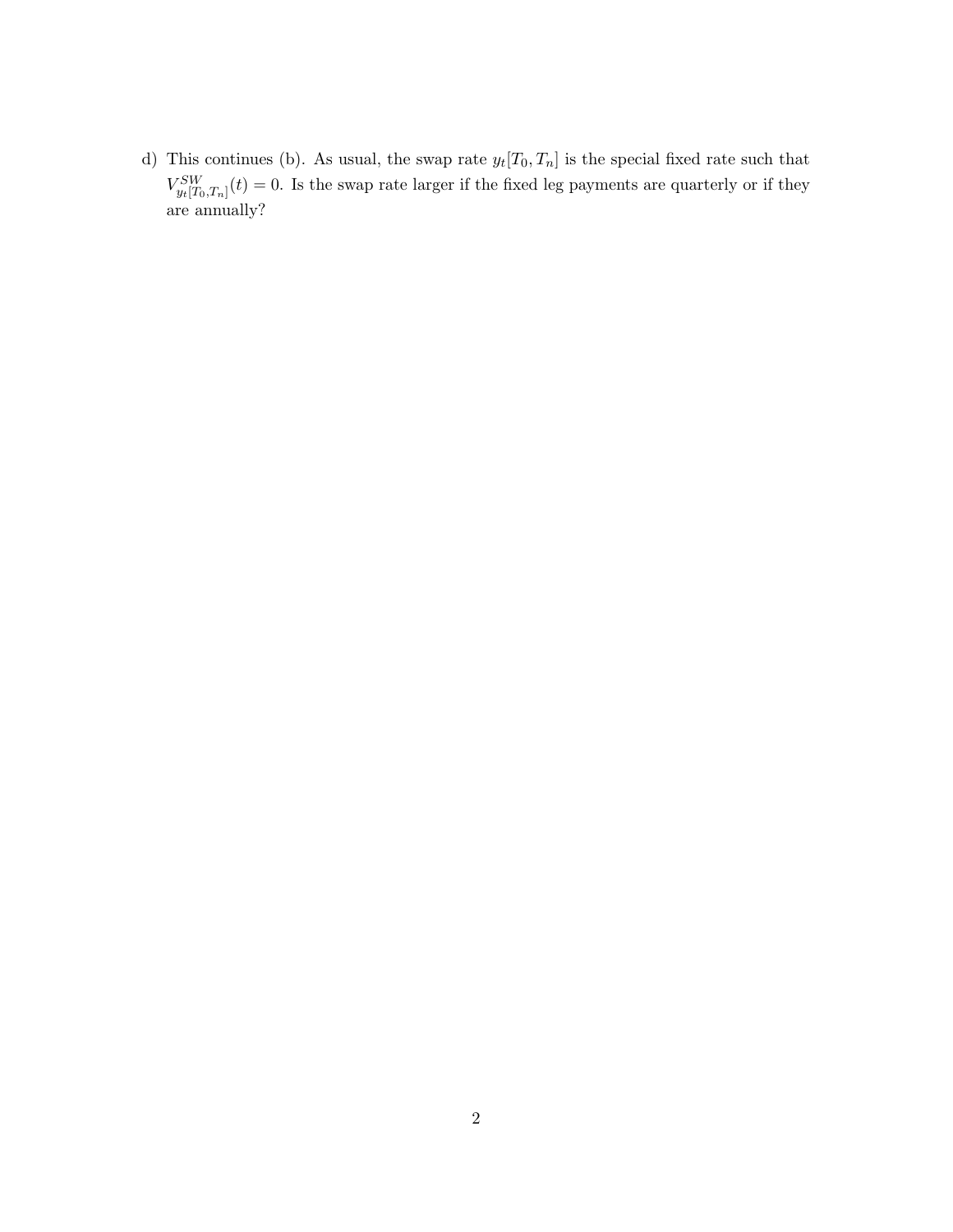d) This continues (b). As usual, the swap rate $y_t[T_0, T_n]$ is the special fixed rate such that $V^{SW}_{y_t[T_0,T_n]}(t) = 0$. Is the swap rate larger if the fixed leg payments are quarterly or if they are annually?